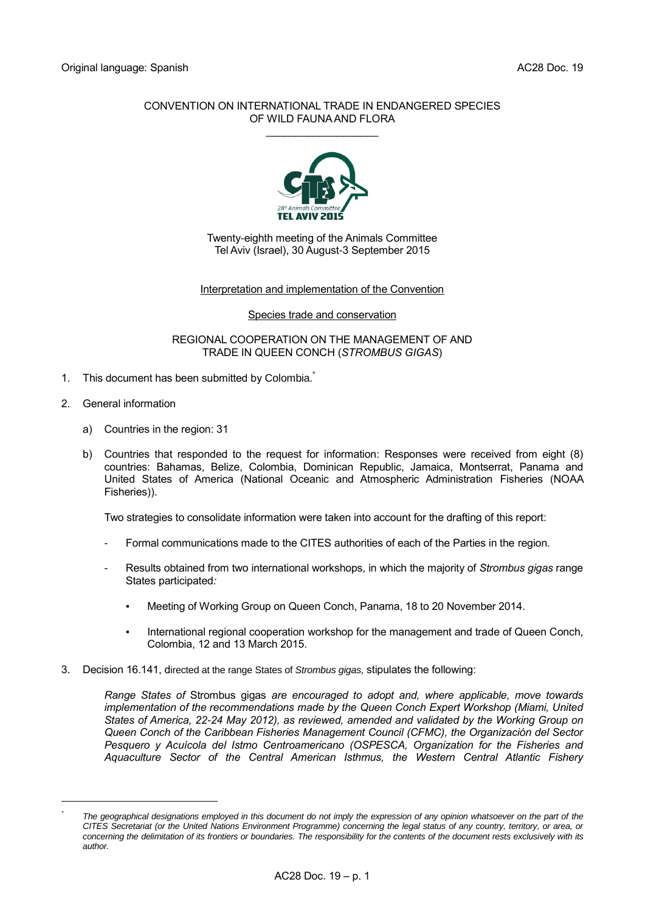Original language: Spanish AC28 Doc. 19

CONVENTION ON INTERNATIONAL TRADE IN ENDANGERED SPECIES
OF WILD FAUNA AND FLORA

\_\_\_\_\_\_\_\_\_\_\_\_\_\_\_\_\_\_\_\_

Twenty-eighth meeting of the Animals Committee
Tel Aviv (Israel), 30 August-3 September 2015

Interpretation and implementation of the Convention

Species trade and conservation

REGIONAL COOPERATION ON THE MANAGEMENT OF AND
TRADE IN QUEEN CONCH (*STROMBUS GIGAS*)

1. This document has been submitted by Colombia.*

2. General information

   a) Countries in the region: 31

   b) Countries that responded to the request for information: Responses were received from eight (8) countries: Bahamas, Belize, Colombia, Dominican Republic, Jamaica, Montserrat, Panama and United States of America (National Oceanic and Atmospheric Administration Fisheries (NOAA Fisheries)).

   Two strategies to consolidate information were taken into account for the drafting of this report:

   - Formal communications made to the CITES authorities of each of the Parties in the region.

   - Results obtained from two international workshops, in which the majority of *Strombus gigas* range States participated*:*

     - Meeting of Working Group on Queen Conch, Panama, 18 to 20 November 2014.

     - International regional cooperation workshop for the management and trade of Queen Conch, Colombia, 12 and 13 March 2015.

3. Decision 16.141, directed at the range States of *Strombus gigas,* stipulates the following:

   *Range States of* Strombus gigas *are encouraged to adopt and, where applicable, move towards implementation of the recommendations made by the Queen Conch Expert Workshop (Miami, United States of America, 22-24 May 2012), as reviewed, amended and validated by the Working Group on Queen Conch of the Caribbean Fisheries Management Council (CFMC), the Organización del Sector Pesquero y Acuícola del Istmo Centroamericano (OSPESCA, Organization for the Fisheries and Aquaculture Sector of the Central American Isthmus, the Western Central Atlantic Fishery*

\* *The geographical designations employed in this document do not imply the expression of any opinion whatsoever on the part of the CITES Secretariat (or the United Nations Environment Programme) concerning the legal status of any country, territory, or area, or concerning the delimitation of its frontiers or boundaries. The responsibility for the contents of the document rests exclusively with its author.*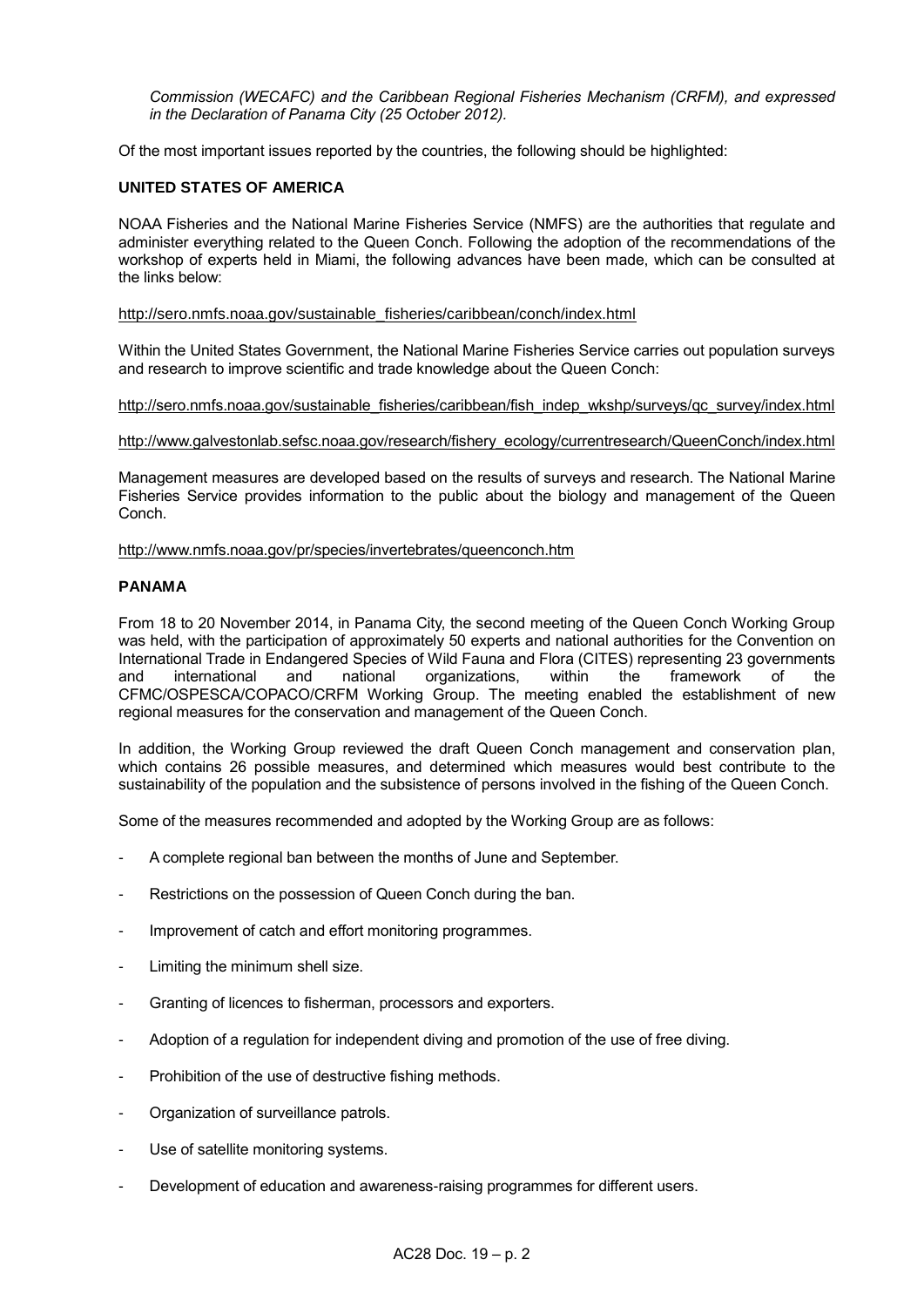*Commission (WECAFC) and the Caribbean Regional Fisheries Mechanism (CRFM), and expressed in the Declaration of Panama City (25 October 2012).*

Of the most important issues reported by the countries, the following should be highlighted:

**UNITED STATES OF AMERICA**

NOAA Fisheries and the National Marine Fisheries Service (NMFS) are the authorities that regulate and administer everything related to the Queen Conch. Following the adoption of the recommendations of the workshop of experts held in Miami, the following advances have been made, which can be consulted at the links below:

http://sero.nmfs.noaa.gov/sustainable_fisheries/caribbean/conch/index.html

Within the United States Government, the National Marine Fisheries Service carries out population surveys and research to improve scientific and trade knowledge about the Queen Conch:

http://sero.nmfs.noaa.gov/sustainable_fisheries/caribbean/fish_indep_wkshp/surveys/qc_survey/index.html

http://www.galvestonlab.sefsc.noaa.gov/research/fishery_ecology/currentresearch/QueenConch/index.html

Management measures are developed based on the results of surveys and research. The National Marine Fisheries Service provides information to the public about the biology and management of the Queen Conch.

http://www.nmfs.noaa.gov/pr/species/invertebrates/queenconch.htm

**PANAMA**

From 18 to 20 November 2014, in Panama City, the second meeting of the Queen Conch Working Group was held, with the participation of approximately 50 experts and national authorities for the Convention on International Trade in Endangered Species of Wild Fauna and Flora (CITES) representing 23 governments and international and national organizations, within the framework of the CFMC/OSPESCA/COPACO/CRFM Working Group. The meeting enabled the establishment of new regional measures for the conservation and management of the Queen Conch.

In addition, the Working Group reviewed the draft Queen Conch management and conservation plan, which contains 26 possible measures, and determined which measures would best contribute to the sustainability of the population and the subsistence of persons involved in the fishing of the Queen Conch.

Some of the measures recommended and adopted by the Working Group are as follows:

- A complete regional ban between the months of June and September.
- Restrictions on the possession of Queen Conch during the ban.
- Improvement of catch and effort monitoring programmes.
- Limiting the minimum shell size.
- Granting of licences to fisherman, processors and exporters.
- Adoption of a regulation for independent diving and promotion of the use of free diving.
- Prohibition of the use of destructive fishing methods.
- Organization of surveillance patrols.
- Use of satellite monitoring systems.
- Development of education and awareness-raising programmes for different users.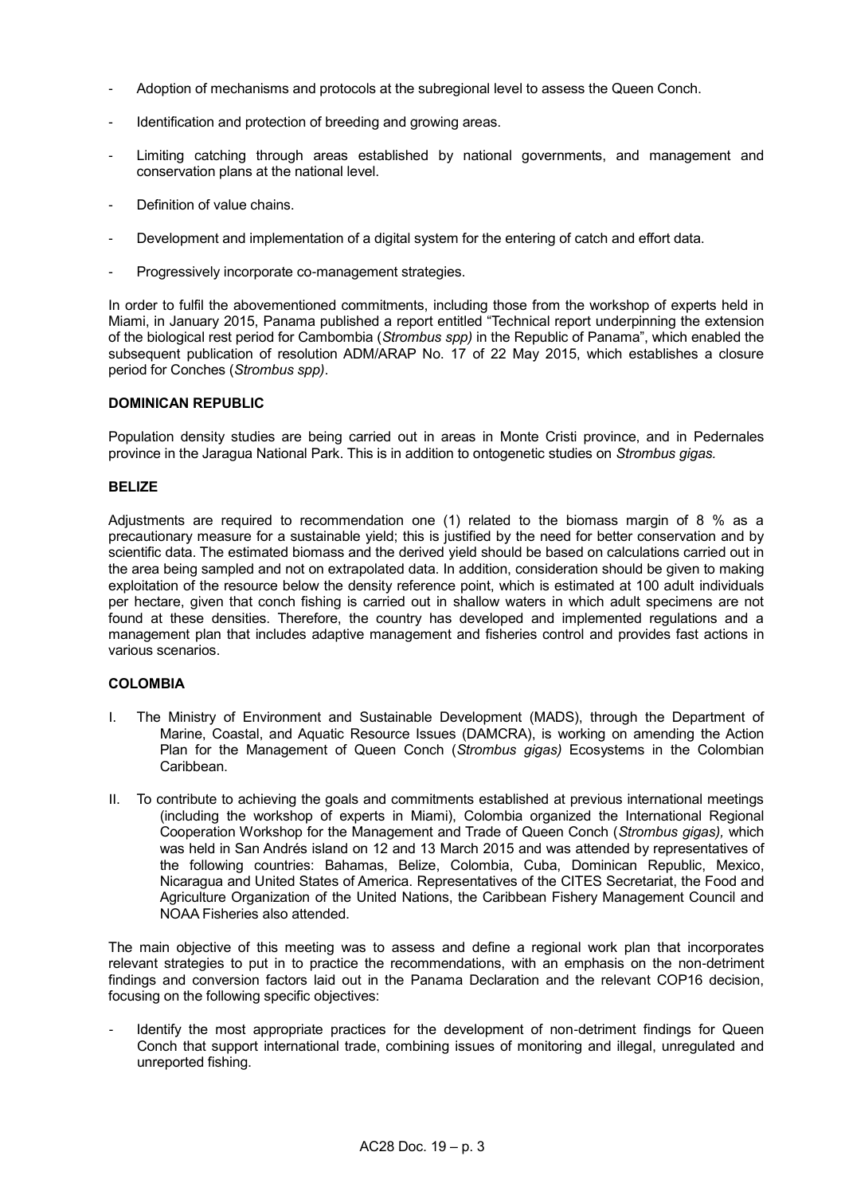- Adoption of mechanisms and protocols at the subregional level to assess the Queen Conch.
- Identification and protection of breeding and growing areas.
- Limiting catching through areas established by national governments, and management and conservation plans at the national level.
- Definition of value chains.
- Development and implementation of a digital system for the entering of catch and effort data.
- Progressively incorporate co-management strategies.

In order to fulfil the abovementioned commitments, including those from the workshop of experts held in Miami, in January 2015, Panama published a report entitled "Technical report underpinning the extension of the biological rest period for Cambombia (*Strombus spp)* in the Republic of Panama", which enabled the subsequent publication of resolution ADM/ARAP No. 17 of 22 May 2015, which establishes a closure period for Conches (*Strombus spp)*.

**DOMINICAN REPUBLIC**

Population density studies are being carried out in areas in Monte Cristi province, and in Pedernales province in the Jaragua National Park. This is in addition to ontogenetic studies on *Strombus gigas.*

**BELIZE**

Adjustments are required to recommendation one (1) related to the biomass margin of 8 % as a precautionary measure for a sustainable yield; this is justified by the need for better conservation and by scientific data. The estimated biomass and the derived yield should be based on calculations carried out in the area being sampled and not on extrapolated data. In addition, consideration should be given to making exploitation of the resource below the density reference point, which is estimated at 100 adult individuals per hectare, given that conch fishing is carried out in shallow waters in which adult specimens are not found at these densities. Therefore, the country has developed and implemented regulations and a management plan that includes adaptive management and fisheries control and provides fast actions in various scenarios.

**COLOMBIA**

I. The Ministry of Environment and Sustainable Development (MADS), through the Department of Marine, Coastal, and Aquatic Resource Issues (DAMCRA), is working on amending the Action Plan for the Management of Queen Conch (*Strombus gigas)* Ecosystems in the Colombian Caribbean.

II. To contribute to achieving the goals and commitments established at previous international meetings (including the workshop of experts in Miami), Colombia organized the International Regional Cooperation Workshop for the Management and Trade of Queen Conch (*Strombus gigas),* which was held in San Andrés island on 12 and 13 March 2015 and was attended by representatives of the following countries: Bahamas, Belize, Colombia, Cuba, Dominican Republic, Mexico, Nicaragua and United States of America. Representatives of the CITES Secretariat, the Food and Agriculture Organization of the United Nations, the Caribbean Fishery Management Council and NOAA Fisheries also attended.

The main objective of this meeting was to assess and define a regional work plan that incorporates relevant strategies to put in to practice the recommendations, with an emphasis on the non-detriment findings and conversion factors laid out in the Panama Declaration and the relevant COP16 decision, focusing on the following specific objectives:

- Identify the most appropriate practices for the development of non-detriment findings for Queen Conch that support international trade, combining issues of monitoring and illegal, unregulated and unreported fishing.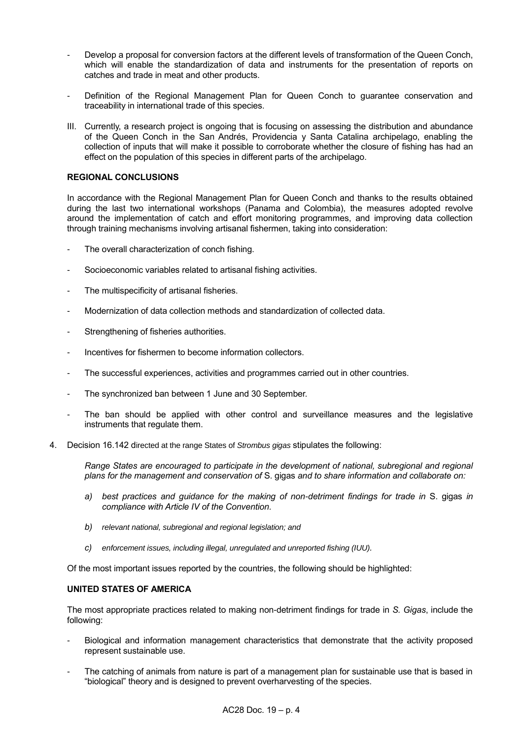- Develop a proposal for conversion factors at the different levels of transformation of the Queen Conch, which will enable the standardization of data and instruments for the presentation of reports on catches and trade in meat and other products.

- Definition of the Regional Management Plan for Queen Conch to guarantee conservation and traceability in international trade of this species.

III. Currently, a research project is ongoing that is focusing on assessing the distribution and abundance of the Queen Conch in the San Andrés, Providencia y Santa Catalina archipelago, enabling the collection of inputs that will make it possible to corroborate whether the closure of fishing has had an effect on the population of this species in different parts of the archipelago.

**REGIONAL CONCLUSIONS**

In accordance with the Regional Management Plan for Queen Conch and thanks to the results obtained during the last two international workshops (Panama and Colombia), the measures adopted revolve around the implementation of catch and effort monitoring programmes, and improving data collection through training mechanisms involving artisanal fishermen, taking into consideration:

- The overall characterization of conch fishing.

- Socioeconomic variables related to artisanal fishing activities.

- The multispecificity of artisanal fisheries.

- Modernization of data collection methods and standardization of collected data.

- Strengthening of fisheries authorities.

- Incentives for fishermen to become information collectors.

- The successful experiences, activities and programmes carried out in other countries.

- The synchronized ban between 1 June and 30 September.

- The ban should be applied with other control and surveillance measures and the legislative instruments that regulate them.

4. Decision 16.142 directed at the range States of *Strombus gigas* stipulates the following:

   *Range States are encouraged to participate in the development of national, subregional and regional plans for the management and conservation of* S. gigas *and to share information and collaborate on:*

   *a) best practices and guidance for the making of non-detriment findings for trade in* S. gigas *in compliance with Article IV of the Convention.*

   *b) relevant national, subregional and regional legislation; and*

   *c) enforcement issues, including illegal, unregulated and unreported fishing (IUU).*

   Of the most important issues reported by the countries, the following should be highlighted:

**UNITED STATES OF AMERICA**

The most appropriate practices related to making non-detriment findings for trade in *S. Gigas*, include the following:

- Biological and information management characteristics that demonstrate that the activity proposed represent sustainable use.

- The catching of animals from nature is part of a management plan for sustainable use that is based in "biological" theory and is designed to prevent overharvesting of the species.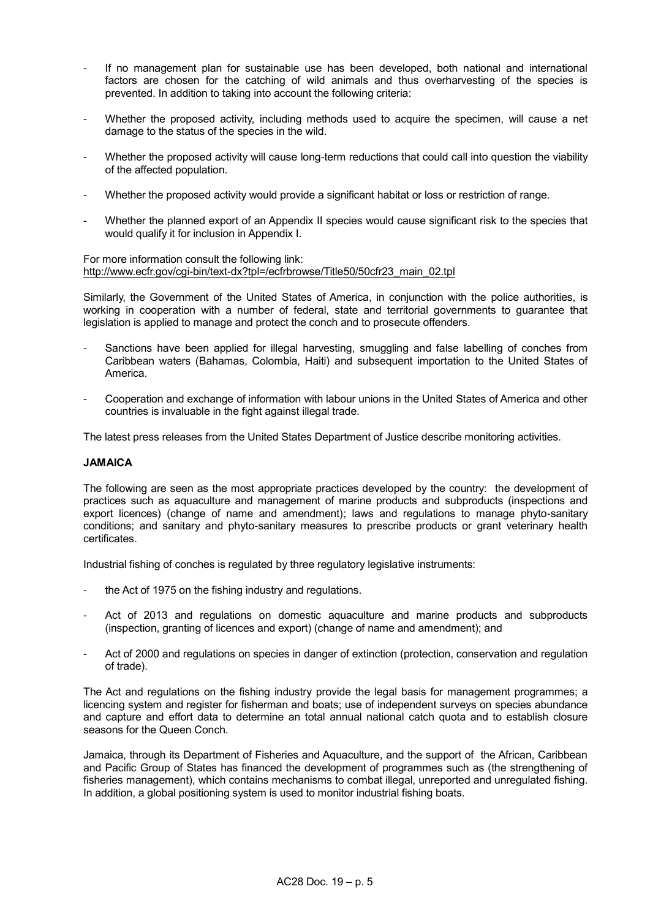- If no management plan for sustainable use has been developed, both national and international factors are chosen for the catching of wild animals and thus overharvesting of the species is prevented. In addition to taking into account the following criteria:

- Whether the proposed activity, including methods used to acquire the specimen, will cause a net damage to the status of the species in the wild.

- Whether the proposed activity will cause long-term reductions that could call into question the viability of the affected population.

- Whether the proposed activity would provide a significant habitat or loss or restriction of range.

- Whether the planned export of an Appendix II species would cause significant risk to the species that would qualify it for inclusion in Appendix I.

For more information consult the following link:
http://www.ecfr.gov/cgi-bin/text-dx?tpl=/ecfrbrowse/Title50/50cfr23_main_02.tpl

Similarly, the Government of the United States of America, in conjunction with the police authorities, is working in cooperation with a number of federal, state and territorial governments to guarantee that legislation is applied to manage and protect the conch and to prosecute offenders.

- Sanctions have been applied for illegal harvesting, smuggling and false labelling of conches from Caribbean waters (Bahamas, Colombia, Haiti) and subsequent importation to the United States of America.

- Cooperation and exchange of information with labour unions in the United States of America and other countries is invaluable in the fight against illegal trade.

The latest press releases from the United States Department of Justice describe monitoring activities.

**JAMAICA**

The following are seen as the most appropriate practices developed by the country: the development of practices such as aquaculture and management of marine products and subproducts (inspections and export licences) (change of name and amendment); laws and regulations to manage phyto-sanitary conditions; and sanitary and phyto-sanitary measures to prescribe products or grant veterinary health certificates.

Industrial fishing of conches is regulated by three regulatory legislative instruments:

- the Act of 1975 on the fishing industry and regulations.

- Act of 2013 and regulations on domestic aquaculture and marine products and subproducts (inspection, granting of licences and export) (change of name and amendment); and

- Act of 2000 and regulations on species in danger of extinction (protection, conservation and regulation of trade).

The Act and regulations on the fishing industry provide the legal basis for management programmes; a licencing system and register for fisherman and boats; use of independent surveys on species abundance and capture and effort data to determine an total annual national catch quota and to establish closure seasons for the Queen Conch.

Jamaica, through its Department of Fisheries and Aquaculture, and the support of the African, Caribbean and Pacific Group of States has financed the development of programmes such as (the strengthening of fisheries management), which contains mechanisms to combat illegal, unreported and unregulated fishing. In addition, a global positioning system is used to monitor industrial fishing boats.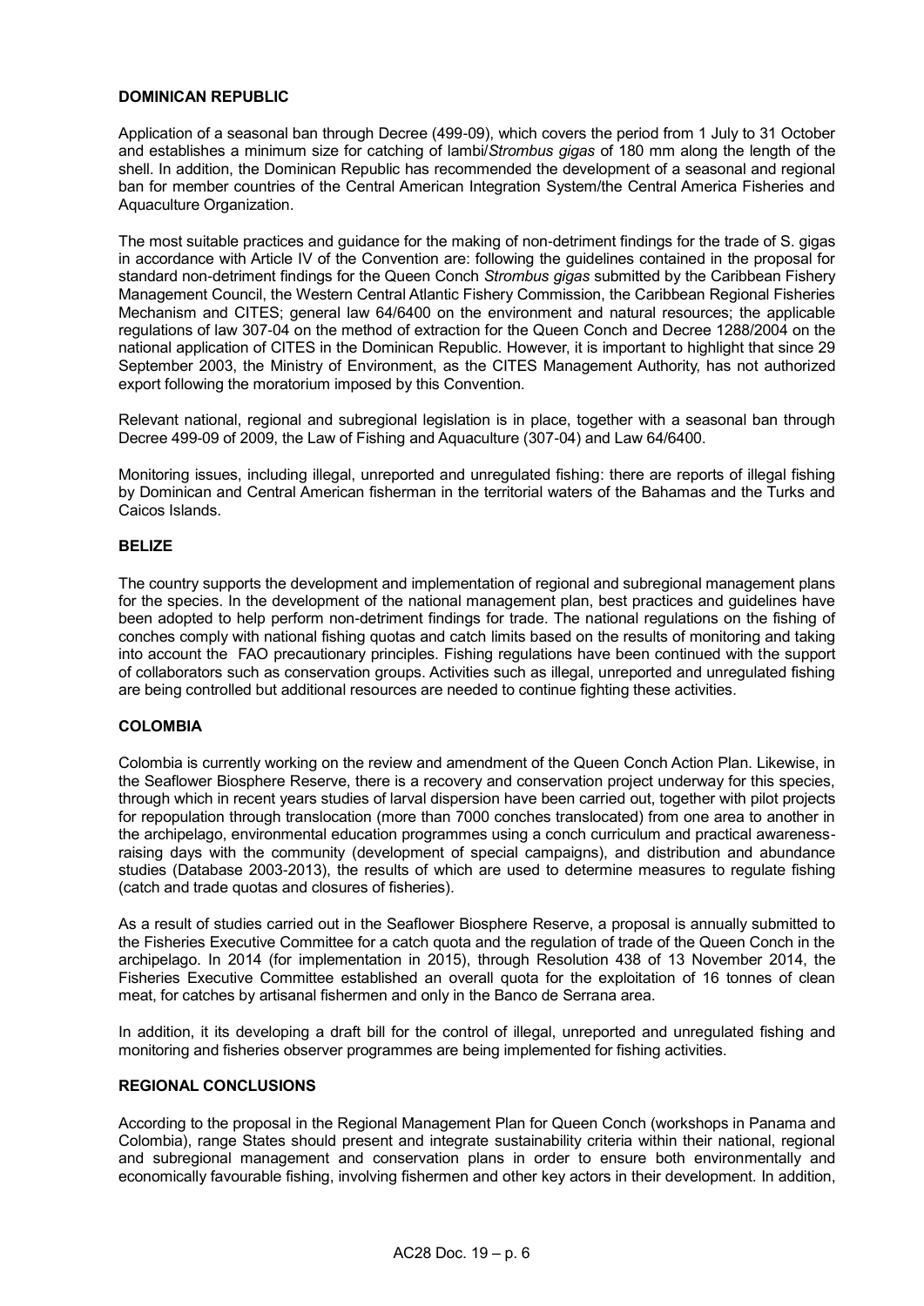**DOMINICAN REPUBLIC**

Application of a seasonal ban through Decree (499-09), which covers the period from 1 July to 31 October and establishes a minimum size for catching of lambi/*Strombus gigas* of 180 mm along the length of the shell. In addition, the Dominican Republic has recommended the development of a seasonal and regional ban for member countries of the Central American Integration System/the Central America Fisheries and Aquaculture Organization.

The most suitable practices and guidance for the making of non-detriment findings for the trade of S. gigas in accordance with Article IV of the Convention are: following the guidelines contained in the proposal for standard non-detriment findings for the Queen Conch *Strombus gigas* submitted by the Caribbean Fishery Management Council, the Western Central Atlantic Fishery Commission, the Caribbean Regional Fisheries Mechanism and CITES; general law 64/6400 on the environment and natural resources; the applicable regulations of law 307-04 on the method of extraction for the Queen Conch and Decree 1288/2004 on the national application of CITES in the Dominican Republic. However, it is important to highlight that since 29 September 2003, the Ministry of Environment, as the CITES Management Authority, has not authorized export following the moratorium imposed by this Convention.

Relevant national, regional and subregional legislation is in place, together with a seasonal ban through Decree 499-09 of 2009, the Law of Fishing and Aquaculture (307-04) and Law 64/6400.

Monitoring issues, including illegal, unreported and unregulated fishing: there are reports of illegal fishing by Dominican and Central American fisherman in the territorial waters of the Bahamas and the Turks and Caicos Islands.

**BELIZE**

The country supports the development and implementation of regional and subregional management plans for the species. In the development of the national management plan, best practices and guidelines have been adopted to help perform non-detriment findings for trade. The national regulations on the fishing of conches comply with national fishing quotas and catch limits based on the results of monitoring and taking into account the FAO precautionary principles. Fishing regulations have been continued with the support of collaborators such as conservation groups. Activities such as illegal, unreported and unregulated fishing are being controlled but additional resources are needed to continue fighting these activities.

**COLOMBIA**

Colombia is currently working on the review and amendment of the Queen Conch Action Plan. Likewise, in the Seaflower Biosphere Reserve, there is a recovery and conservation project underway for this species, through which in recent years studies of larval dispersion have been carried out, together with pilot projects for repopulation through translocation (more than 7000 conches translocated) from one area to another in the archipelago, environmental education programmes using a conch curriculum and practical awareness-raising days with the community (development of special campaigns), and distribution and abundance studies (Database 2003-2013), the results of which are used to determine measures to regulate fishing (catch and trade quotas and closures of fisheries).

As a result of studies carried out in the Seaflower Biosphere Reserve, a proposal is annually submitted to the Fisheries Executive Committee for a catch quota and the regulation of trade of the Queen Conch in the archipelago. In 2014 (for implementation in 2015), through Resolution 438 of 13 November 2014, the Fisheries Executive Committee established an overall quota for the exploitation of 16 tonnes of clean meat, for catches by artisanal fishermen and only in the Banco de Serrana area.

In addition, it its developing a draft bill for the control of illegal, unreported and unregulated fishing and monitoring and fisheries observer programmes are being implemented for fishing activities.

**REGIONAL CONCLUSIONS**

According to the proposal in the Regional Management Plan for Queen Conch (workshops in Panama and Colombia), range States should present and integrate sustainability criteria within their national, regional and subregional management and conservation plans in order to ensure both environmentally and economically favourable fishing, involving fishermen and other key actors in their development. In addition,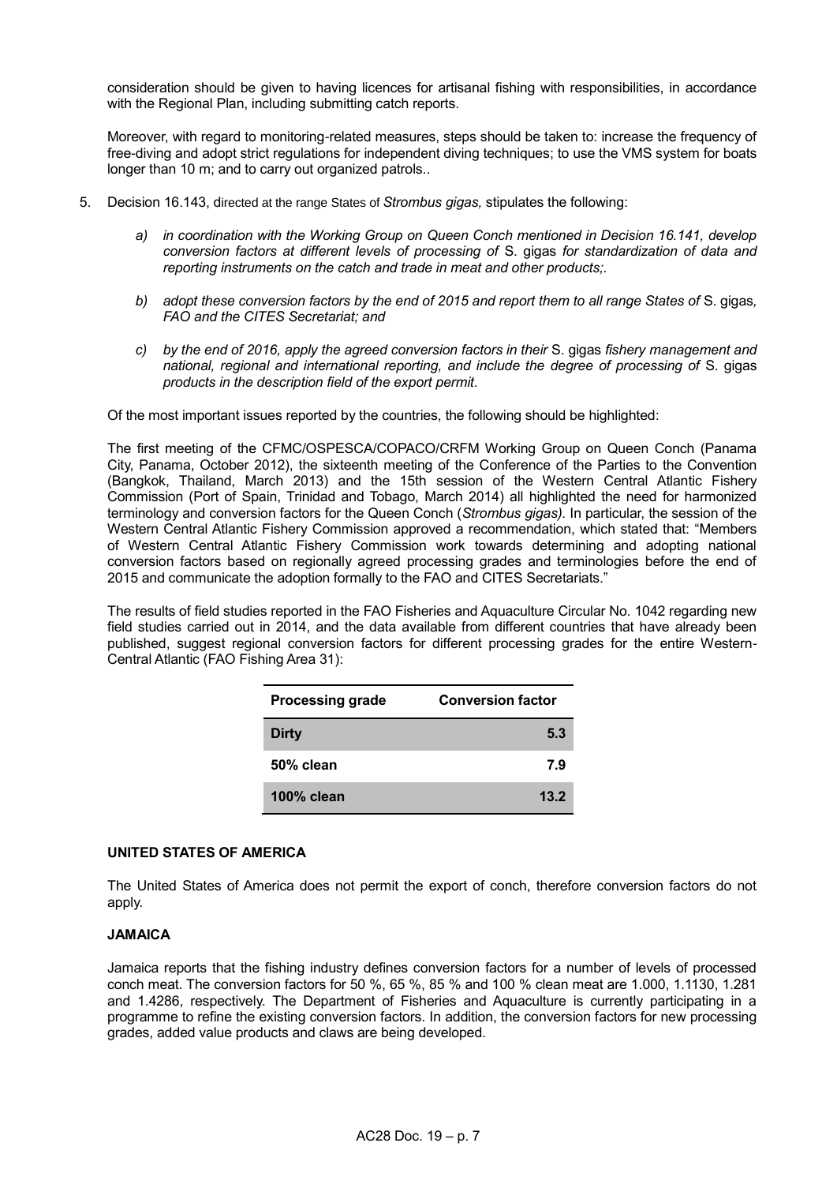consideration should be given to having licences for artisanal fishing with responsibilities, in accordance with the Regional Plan, including submitting catch reports.

Moreover, with regard to monitoring-related measures, steps should be taken to: increase the frequency of free-diving and adopt strict regulations for independent diving techniques; to use the VMS system for boats longer than 10 m; and to carry out organized patrols..

5. Decision 16.143, directed at the range States of *Strombus gigas,* stipulates the following:

   *a) in coordination with the Working Group on Queen Conch mentioned in Decision 16.141, develop conversion factors at different levels of processing of* S. gigas *for standardization of data and reporting instruments on the catch and trade in meat and other products;.*

   *b) adopt these conversion factors by the end of 2015 and report them to all range States of* S. gigas*, FAO and the CITES Secretariat; and*

   *c) by the end of 2016, apply the agreed conversion factors in their* S. gigas *fishery management and national, regional and international reporting, and include the degree of processing of* S. gigas *products in the description field of the export permit.*

   Of the most important issues reported by the countries, the following should be highlighted:

   The first meeting of the CFMC/OSPESCA/COPACO/CRFM Working Group on Queen Conch (Panama City, Panama, October 2012), the sixteenth meeting of the Conference of the Parties to the Convention (Bangkok, Thailand, March 2013) and the 15th session of the Western Central Atlantic Fishery Commission (Port of Spain, Trinidad and Tobago, March 2014) all highlighted the need for harmonized terminology and conversion factors for the Queen Conch (*Strombus gigas).* In particular, the session of the Western Central Atlantic Fishery Commission approved a recommendation, which stated that: "Members of Western Central Atlantic Fishery Commission work towards determining and adopting national conversion factors based on regionally agreed processing grades and terminologies before the end of 2015 and communicate the adoption formally to the FAO and CITES Secretariats."

   The results of field studies reported in the FAO Fisheries and Aquaculture Circular No. 1042 regarding new field studies carried out in 2014, and the data available from different countries that have already been published, suggest regional conversion factors for different processing grades for the entire Western-Central Atlantic (FAO Fishing Area 31):

| Processing grade | Conversion factor |
|---|---|
| **Dirty** | **5.3** |
| **50% clean** | **7.9** |
| **100% clean** | **13.2** |

**UNITED STATES OF AMERICA**

The United States of America does not permit the export of conch, therefore conversion factors do not apply.

**JAMAICA**

Jamaica reports that the fishing industry defines conversion factors for a number of levels of processed conch meat. The conversion factors for 50 %, 65 %, 85 % and 100 % clean meat are 1.000, 1.1130, 1.281 and 1.4286, respectively. The Department of Fisheries and Aquaculture is currently participating in a programme to refine the existing conversion factors. In addition, the conversion factors for new processing grades, added value products and claws are being developed.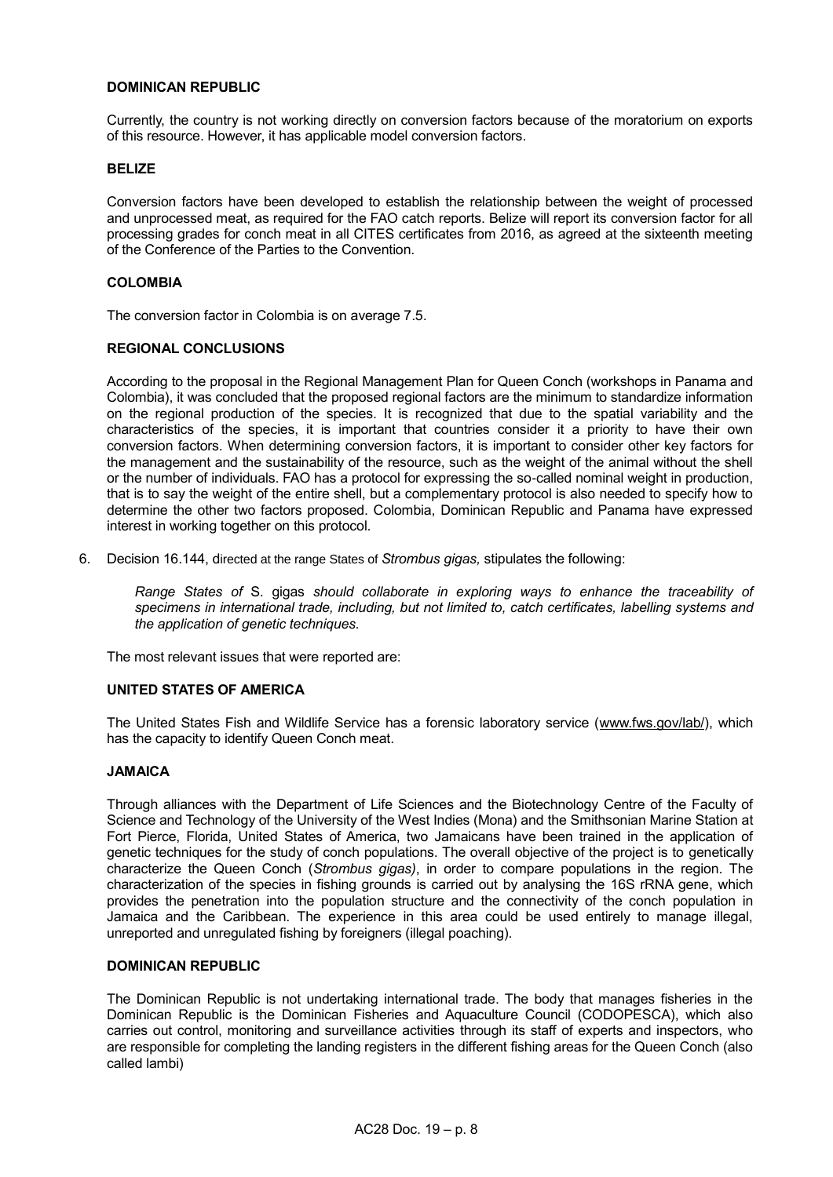**DOMINICAN REPUBLIC**

Currently, the country is not working directly on conversion factors because of the moratorium on exports of this resource. However, it has applicable model conversion factors.

**BELIZE**

Conversion factors have been developed to establish the relationship between the weight of processed and unprocessed meat, as required for the FAO catch reports. Belize will report its conversion factor for all processing grades for conch meat in all CITES certificates from 2016, as agreed at the sixteenth meeting of the Conference of the Parties to the Convention.

**COLOMBIA**

The conversion factor in Colombia is on average 7.5.

**REGIONAL CONCLUSIONS**

According to the proposal in the Regional Management Plan for Queen Conch (workshops in Panama and Colombia), it was concluded that the proposed regional factors are the minimum to standardize information on the regional production of the species. It is recognized that due to the spatial variability and the characteristics of the species, it is important that countries consider it a priority to have their own conversion factors. When determining conversion factors, it is important to consider other key factors for the management and the sustainability of the resource, such as the weight of the animal without the shell or the number of individuals. FAO has a protocol for expressing the so-called nominal weight in production, that is to say the weight of the entire shell, but a complementary protocol is also needed to specify how to determine the other two factors proposed. Colombia, Dominican Republic and Panama have expressed interest in working together on this protocol.

6. Decision 16.144, directed at the range States of *Strombus gigas,* stipulates the following:

   *Range States of* S. gigas *should collaborate in exploring ways to enhance the traceability of specimens in international trade, including, but not limited to, catch certificates, labelling systems and the application of genetic techniques.*

   The most relevant issues that were reported are:

**UNITED STATES OF AMERICA**

The United States Fish and Wildlife Service has a forensic laboratory service (www.fws.gov/lab/), which has the capacity to identify Queen Conch meat.

**JAMAICA**

Through alliances with the Department of Life Sciences and the Biotechnology Centre of the Faculty of Science and Technology of the University of the West Indies (Mona) and the Smithsonian Marine Station at Fort Pierce, Florida, United States of America, two Jamaicans have been trained in the application of genetic techniques for the study of conch populations. The overall objective of the project is to genetically characterize the Queen Conch (*Strombus gigas)*, in order to compare populations in the region. The characterization of the species in fishing grounds is carried out by analysing the 16S rRNA gene, which provides the penetration into the population structure and the connectivity of the conch population in Jamaica and the Caribbean. The experience in this area could be used entirely to manage illegal, unreported and unregulated fishing by foreigners (illegal poaching).

**DOMINICAN REPUBLIC**

The Dominican Republic is not undertaking international trade. The body that manages fisheries in the Dominican Republic is the Dominican Fisheries and Aquaculture Council (CODOPESCA), which also carries out control, monitoring and surveillance activities through its staff of experts and inspectors, who are responsible for completing the landing registers in the different fishing areas for the Queen Conch (also called lambi)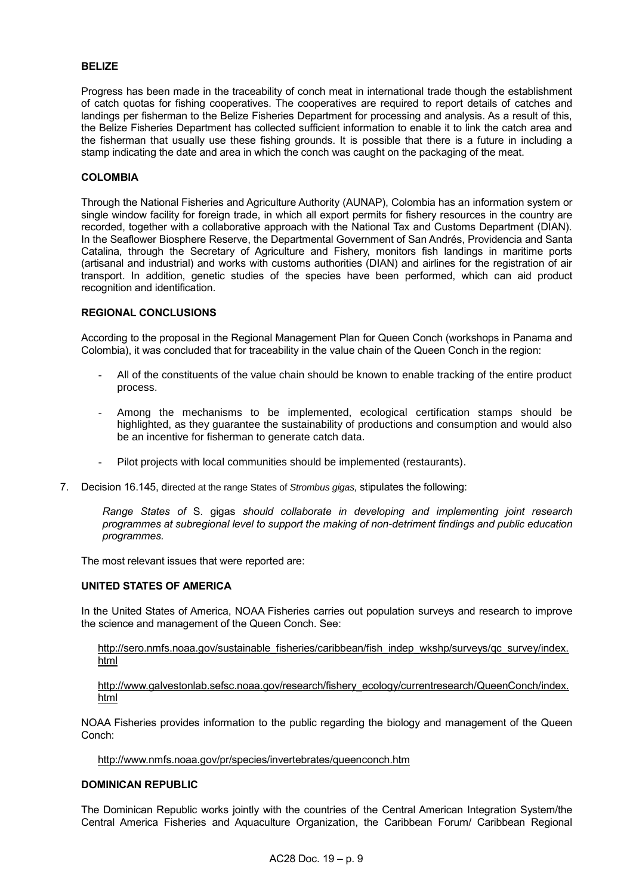#### BELIZE

Progress has been made in the traceability of conch meat in international trade though the establishment of catch quotas for fishing cooperatives. The cooperatives are required to report details of catches and landings per fisherman to the Belize Fisheries Department for processing and analysis. As a result of this, the Belize Fisheries Department has collected sufficient information to enable it to link the catch area and the fisherman that usually use these fishing grounds. It is possible that there is a future in including a stamp indicating the date and area in which the conch was caught on the packaging of the meat.

#### COLOMBIA

Through the National Fisheries and Agriculture Authority (AUNAP), Colombia has an information system or single window facility for foreign trade, in which all export permits for fishery resources in the country are recorded, together with a collaborative approach with the National Tax and Customs Department (DIAN). In the Seaflower Biosphere Reserve, the Departmental Government of San Andrés, Providencia and Santa Catalina, through the Secretary of Agriculture and Fishery, monitors fish landings in maritime ports (artisanal and industrial) and works with customs authorities (DIAN) and airlines for the registration of air transport. In addition, genetic studies of the species have been performed, which can aid product recognition and identification.

#### REGIONAL CONCLUSIONS

According to the proposal in the Regional Management Plan for Queen Conch (workshops in Panama and Colombia), it was concluded that for traceability in the value chain of the Queen Conch in the region:

- All of the constituents of the value chain should be known to enable tracking of the entire product process.
- Among the mechanisms to be implemented, ecological certification stamps should be highlighted, as they guarantee the sustainability of productions and consumption and would also be an incentive for fisherman to generate catch data.
- Pilot projects with local communities should be implemented (restaurants).

7. Decision 16.145, directed at the range States of *Strombus gigas,* stipulates the following:

   *Range States of* S. gigas *should collaborate in developing and implementing joint research programmes at subregional level to support the making of non-detriment findings and public education programmes.*

   The most relevant issues that were reported are:

#### UNITED STATES OF AMERICA

In the United States of America, NOAA Fisheries carries out population surveys and research to improve the science and management of the Queen Conch. See:

http://sero.nmfs.noaa.gov/sustainable_fisheries/caribbean/fish_indep_wkshp/surveys/qc_survey/index.html

http://www.galvestonlab.sefsc.noaa.gov/research/fishery_ecology/currentresearch/QueenConch/index.html

NOAA Fisheries provides information to the public regarding the biology and management of the Queen Conch:

http://www.nmfs.noaa.gov/pr/species/invertebrates/queenconch.htm

#### DOMINICAN REPUBLIC

The Dominican Republic works jointly with the countries of the Central American Integration System/the Central America Fisheries and Aquaculture Organization, the Caribbean Forum/ Caribbean Regional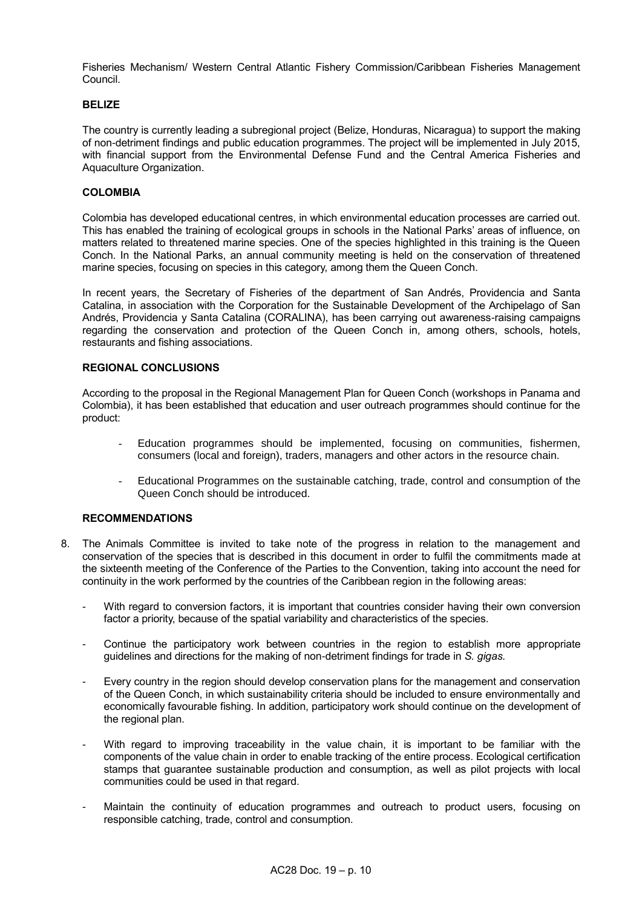Fisheries Mechanism/ Western Central Atlantic Fishery Commission/Caribbean Fisheries Management Council.

**BELIZE**

The country is currently leading a subregional project (Belize, Honduras, Nicaragua) to support the making of non-detriment findings and public education programmes. The project will be implemented in July 2015, with financial support from the Environmental Defense Fund and the Central America Fisheries and Aquaculture Organization.

**COLOMBIA**

Colombia has developed educational centres, in which environmental education processes are carried out. This has enabled the training of ecological groups in schools in the National Parks' areas of influence, on matters related to threatened marine species. One of the species highlighted in this training is the Queen Conch. In the National Parks, an annual community meeting is held on the conservation of threatened marine species, focusing on species in this category, among them the Queen Conch.

In recent years, the Secretary of Fisheries of the department of San Andrés, Providencia and Santa Catalina, in association with the Corporation for the Sustainable Development of the Archipelago of San Andrés, Providencia y Santa Catalina (CORALINA), has been carrying out awareness-raising campaigns regarding the conservation and protection of the Queen Conch in, among others, schools, hotels, restaurants and fishing associations.

**REGIONAL CONCLUSIONS**

According to the proposal in the Regional Management Plan for Queen Conch (workshops in Panama and Colombia), it has been established that education and user outreach programmes should continue for the product:

- Education programmes should be implemented, focusing on communities, fishermen, consumers (local and foreign), traders, managers and other actors in the resource chain.
- Educational Programmes on the sustainable catching, trade, control and consumption of the Queen Conch should be introduced.

**RECOMMENDATIONS**

8. The Animals Committee is invited to take note of the progress in relation to the management and conservation of the species that is described in this document in order to fulfil the commitments made at the sixteenth meeting of the Conference of the Parties to the Convention, taking into account the need for continuity in the work performed by the countries of the Caribbean region in the following areas:

   - With regard to conversion factors, it is important that countries consider having their own conversion factor a priority, because of the spatial variability and characteristics of the species.
   - Continue the participatory work between countries in the region to establish more appropriate guidelines and directions for the making of non-detriment findings for trade in *S. gigas.*
   - Every country in the region should develop conservation plans for the management and conservation of the Queen Conch, in which sustainability criteria should be included to ensure environmentally and economically favourable fishing. In addition, participatory work should continue on the development of the regional plan.
   - With regard to improving traceability in the value chain, it is important to be familiar with the components of the value chain in order to enable tracking of the entire process. Ecological certification stamps that guarantee sustainable production and consumption, as well as pilot projects with local communities could be used in that regard.
   - Maintain the continuity of education programmes and outreach to product users, focusing on responsible catching, trade, control and consumption.